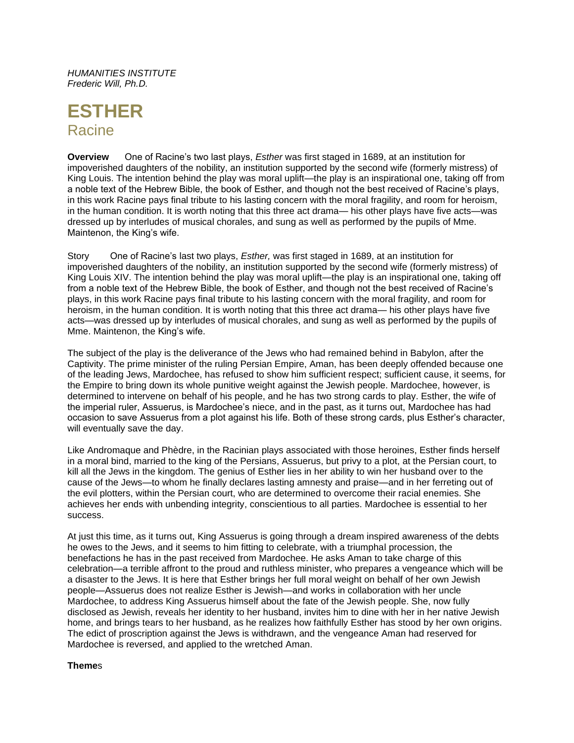*HUMANITIES INSTITUTE*
*Frederic Will, Ph.D.*

# ESTHER

## Racine

**Overview** One of Racine's two last plays, *Esther* was first staged in 1689, at an institution for impoverished daughters of the nobility, an institution supported by the second wife (formerly mistress) of King Louis. The intention behind the play was moral uplift—the play is an inspirational one, taking off from a noble text of the Hebrew Bible, the book of Esther, and though not the best received of Racine's plays, in this work Racine pays final tribute to his lasting concern with the moral fragility, and room for heroism, in the human condition. It is worth noting that this three act drama— his other plays have five acts—was dressed up by interludes of musical chorales, and sung as well as performed by the pupils of Mme. Maintenon, the King's wife.

Story One of Racine's last two plays, *Esther,* was first staged in 1689, at an institution for impoverished daughters of the nobility, an institution supported by the second wife (formerly mistress) of King Louis XIV. The intention behind the play was moral uplift—the play is an inspirational one, taking off from a noble text of the Hebrew Bible, the book of Esther, and though not the best received of Racine's plays, in this work Racine pays final tribute to his lasting concern with the moral fragility, and room for heroism, in the human condition. It is worth noting that this three act drama— his other plays have five acts—was dressed up by interludes of musical chorales, and sung as well as performed by the pupils of Mme. Maintenon, the King's wife.

The subject of the play is the deliverance of the Jews who had remained behind in Babylon, after the Captivity. The prime minister of the ruling Persian Empire, Aman, has been deeply offended because one of the leading Jews, Mardochee, has refused to show him sufficient respect; sufficient cause, it seems, for the Empire to bring down its whole punitive weight against the Jewish people. Mardochee, however, is determined to intervene on behalf of his people, and he has two strong cards to play. Esther, the wife of the imperial ruler, Assuerus, is Mardochee's niece, and in the past, as it turns out, Mardochee has had occasion to save Assuerus from a plot against his life. Both of these strong cards, plus Esther's character, will eventually save the day.

Like Andromaque and Phèdre, in the Racinian plays associated with those heroines, Esther finds herself in a moral bind, married to the king of the Persians, Assuerus, but privy to a plot, at the Persian court, to kill all the Jews in the kingdom. The genius of Esther lies in her ability to win her husband over to the cause of the Jews—to whom he finally declares lasting amnesty and praise—and in her ferreting out of the evil plotters, within the Persian court, who are determined to overcome their racial enemies. She achieves her ends with unbending integrity, conscientious to all parties. Mardochee is essential to her success.

At just this time, as it turns out, King Assuerus is going through a dream inspired awareness of the debts he owes to the Jews, and it seems to him fitting to celebrate, with a triumphal procession, the benefactions he has in the past received from Mardochee. He asks Aman to take charge of this celebration—a terrible affront to the proud and ruthless minister, who prepares a vengeance which will be a disaster to the Jews. It is here that Esther brings her full moral weight on behalf of her own Jewish people—Assuerus does not realize Esther is Jewish—and works in collaboration with her uncle Mardochee, to address King Assuerus himself about the fate of the Jewish people. She, now fully disclosed as Jewish, reveals her identity to her husband, invites him to dine with her in her native Jewish home, and brings tears to her husband, as he realizes how faithfully Esther has stood by her own origins. The edict of proscription against the Jews is withdrawn, and the vengeance Aman had reserved for Mardochee is reversed, and applied to the wretched Aman.

**Theme**s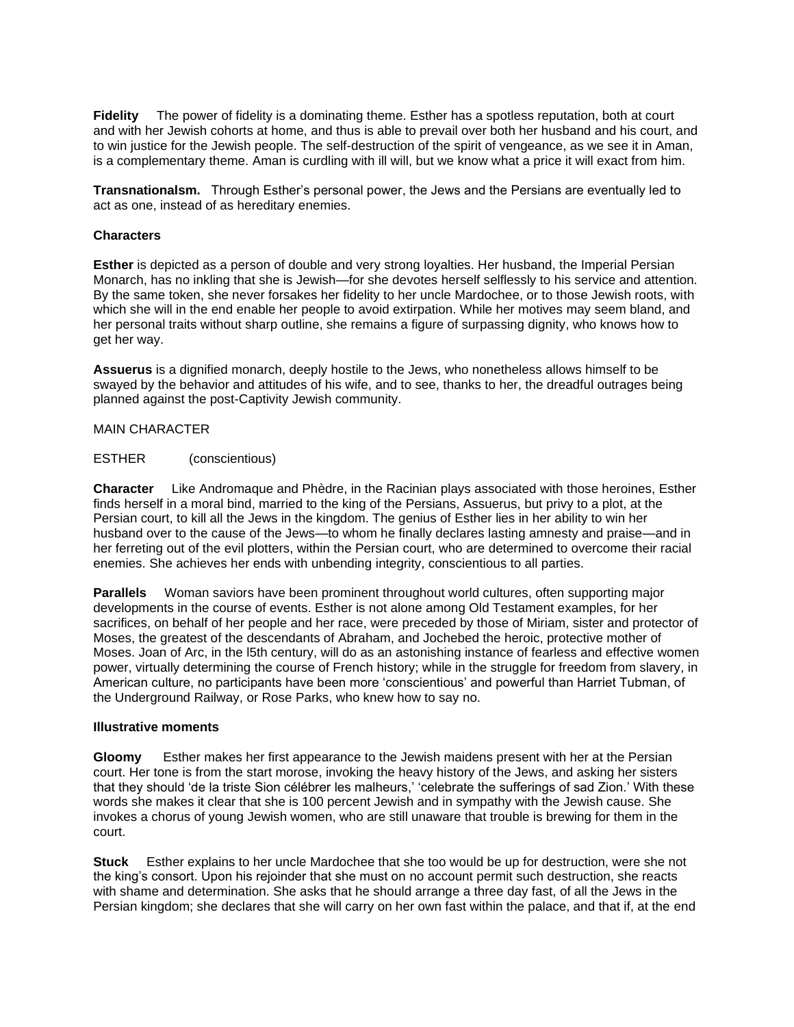**Fidelity** The power of fidelity is a dominating theme. Esther has a spotless reputation, both at court and with her Jewish cohorts at home, and thus is able to prevail over both her husband and his court, and to win justice for the Jewish people. The self-destruction of the spirit of vengeance, as we see it in Aman, is a complementary theme. Aman is curdling with ill will, but we know what a price it will exact from him.

**Transnationalsm.** Through Esther's personal power, the Jews and the Persians are eventually led to act as one, instead of as hereditary enemies.

**Characters**

**Esther** is depicted as a person of double and very strong loyalties. Her husband, the Imperial Persian Monarch, has no inkling that she is Jewish—for she devotes herself selflessly to his service and attention. By the same token, she never forsakes her fidelity to her uncle Mardochee, or to those Jewish roots, with which she will in the end enable her people to avoid extirpation. While her motives may seem bland, and her personal traits without sharp outline, she remains a figure of surpassing dignity, who knows how to get her way.

**Assuerus** is a dignified monarch, deeply hostile to the Jews, who nonetheless allows himself to be swayed by the behavior and attitudes of his wife, and to see, thanks to her, the dreadful outrages being planned against the post-Captivity Jewish community.

MAIN CHARACTER

ESTHER (conscientious)

**Character** Like Andromaque and Phèdre, in the Racinian plays associated with those heroines, Esther finds herself in a moral bind, married to the king of the Persians, Assuerus, but privy to a plot, at the Persian court, to kill all the Jews in the kingdom. The genius of Esther lies in her ability to win her husband over to the cause of the Jews—to whom he finally declares lasting amnesty and praise—and in her ferreting out of the evil plotters, within the Persian court, who are determined to overcome their racial enemies. She achieves her ends with unbending integrity, conscientious to all parties.

**Parallels** Woman saviors have been prominent throughout world cultures, often supporting major developments in the course of events. Esther is not alone among Old Testament examples, for her sacrifices, on behalf of her people and her race, were preceded by those of Miriam, sister and protector of Moses, the greatest of the descendants of Abraham, and Jochebed the heroic, protective mother of Moses. Joan of Arc, in the l5th century, will do as an astonishing instance of fearless and effective women power, virtually determining the course of French history; while in the struggle for freedom from slavery, in American culture, no participants have been more 'conscientious' and powerful than Harriet Tubman, of the Underground Railway, or Rose Parks, who knew how to say no.

**Illustrative moments**

**Gloomy** Esther makes her first appearance to the Jewish maidens present with her at the Persian court. Her tone is from the start morose, invoking the heavy history of the Jews, and asking her sisters that they should 'de la triste Sion célébrer les malheurs,' 'celebrate the sufferings of sad Zion.' With these words she makes it clear that she is 100 percent Jewish and in sympathy with the Jewish cause. She invokes a chorus of young Jewish women, who are still unaware that trouble is brewing for them in the court.

**Stuck** Esther explains to her uncle Mardochee that she too would be up for destruction, were she not the king's consort. Upon his rejoinder that she must on no account permit such destruction, she reacts with shame and determination. She asks that he should arrange a three day fast, of all the Jews in the Persian kingdom; she declares that she will carry on her own fast within the palace, and that if, at the end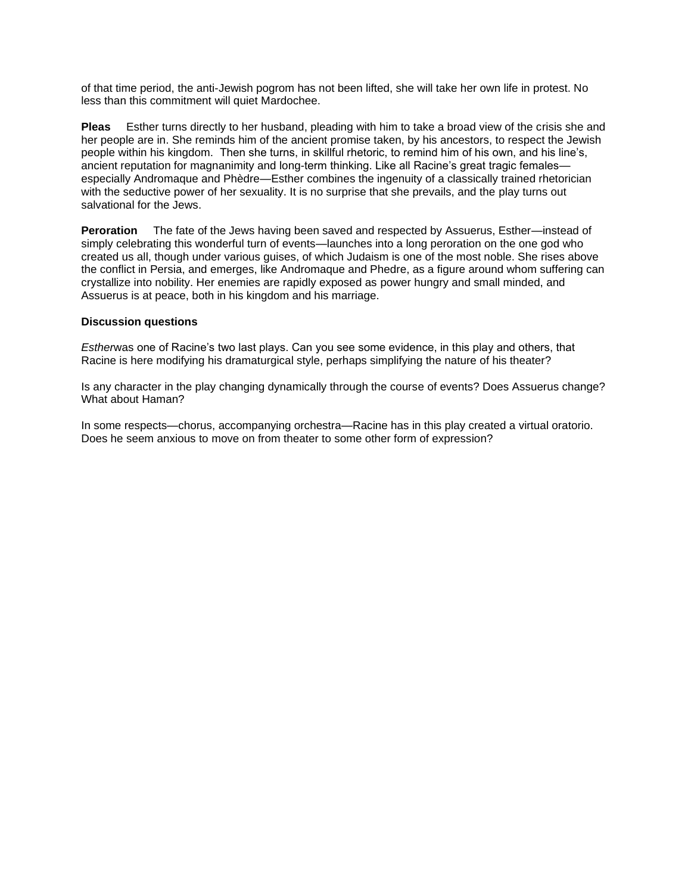of that time period, the anti-Jewish pogrom has not been lifted, she will take her own life in protest. No less than this commitment will quiet Mardochee.

**Pleas** Esther turns directly to her husband, pleading with him to take a broad view of the crisis she and her people are in. She reminds him of the ancient promise taken, by his ancestors, to respect the Jewish people within his kingdom. Then she turns, in skillful rhetoric, to remind him of his own, and his line's, ancient reputation for magnanimity and long-term thinking. Like all Racine's great tragic females—especially Andromaque and Phèdre—Esther combines the ingenuity of a classically trained rhetorician with the seductive power of her sexuality. It is no surprise that she prevails, and the play turns out salvational for the Jews.

**Peroration** The fate of the Jews having been saved and respected by Assuerus, Esther—instead of simply celebrating this wonderful turn of events—launches into a long peroration on the one god who created us all, though under various guises, of which Judaism is one of the most noble. She rises above the conflict in Persia, and emerges, like Andromaque and Phedre, as a figure around whom suffering can crystallize into nobility. Her enemies are rapidly exposed as power hungry and small minded, and Assuerus is at peace, both in his kingdom and his marriage.

**Discussion questions**

*Esther*was one of Racine's two last plays. Can you see some evidence, in this play and others, that Racine is here modifying his dramaturgical style, perhaps simplifying the nature of his theater?

Is any character in the play changing dynamically through the course of events? Does Assuerus change? What about Haman?

In some respects—chorus, accompanying orchestra—Racine has in this play created a virtual oratorio. Does he seem anxious to move on from theater to some other form of expression?